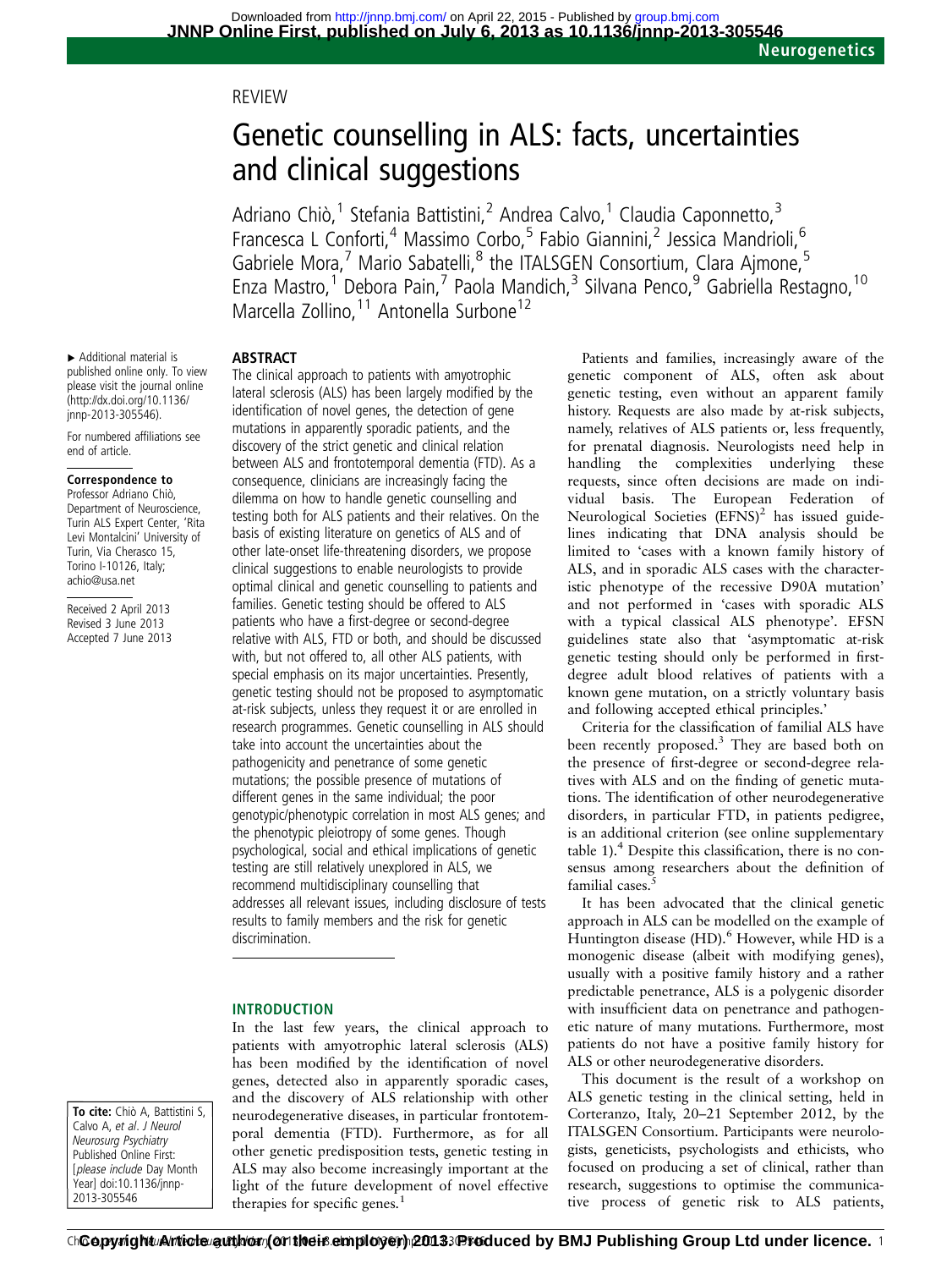REVIEW

# Genetic counselling in ALS: facts, uncertainties and clinical suggestions

Adriano Chiò,[1] Stefania Battistini,[2] Andrea Calvo,[1] Claudia Caponnetto,[3] Francesca L Conforti,[4] Massimo Corbo,[5] Fabio Giannini,[2] Jessica Mandrioli,[6] Gabriele Mora,[7] Mario Sabatelli,[8] the ITALSGEN Consortium, Clara Ajmone,[5] Enza Mastro,[1] Debora Pain,[7] Paola Mandich,[3] Silvana Penco,[9] Gabriella Restagno,[10] Marcella Zollino,[11] Antonella Surbone[12]

▸ Additional material is published online only. To view please visit the journal online (http://dx.doi.org/10.1136/jnnp-2013-305546).

For numbered affiliations see end of article.

**Correspondence to**
Professor Adriano Chiò, Department of Neuroscience, Turin ALS Expert Center, 'Rita Levi Montalcini' University of Turin, Via Cherasco 15, Torino I-10126, Italy; achio@usa.net

Received 2 April 2013
Revised 3 June 2013
Accepted 7 June 2013

## ABSTRACT

The clinical approach to patients with amyotrophic lateral sclerosis (ALS) has been largely modified by the identification of novel genes, the detection of gene mutations in apparently sporadic patients, and the discovery of the strict genetic and clinical relation between ALS and frontotemporal dementia (FTD). As a consequence, clinicians are increasingly facing the dilemma on how to handle genetic counselling and testing both for ALS patients and their relatives. On the basis of existing literature on genetics of ALS and of other late-onset life-threatening disorders, we propose clinical suggestions to enable neurologists to provide optimal clinical and genetic counselling to patients and families. Genetic testing should be offered to ALS patients who have a first-degree or second-degree relative with ALS, FTD or both, and should be discussed with, but not offered to, all other ALS patients, with special emphasis on its major uncertainties. Presently, genetic testing should not be proposed to asymptomatic at-risk subjects, unless they request it or are enrolled in research programmes. Genetic counselling in ALS should take into account the uncertainties about the pathogenicity and penetrance of some genetic mutations; the possible presence of mutations of different genes in the same individual; the poor genotypic/phenotypic correlation in most ALS genes; and the phenotypic pleiotropy of some genes. Though psychological, social and ethical implications of genetic testing are still relatively unexplored in ALS, we recommend multidisciplinary counselling that addresses all relevant issues, including disclosure of tests results to family members and the risk for genetic discrimination.

## INTRODUCTION

In the last few years, the clinical approach to patients with amyotrophic lateral sclerosis (ALS) has been modified by the identification of novel genes, detected also in apparently sporadic cases, and the discovery of ALS relationship with other neurodegenerative diseases, in particular frontotemporal dementia (FTD). Furthermore, as for all other genetic predisposition tests, genetic testing in ALS may also become increasingly important at the light of the future development of novel effective therapies for specific genes.[1]

Patients and families, increasingly aware of the genetic component of ALS, often ask about genetic testing, even without an apparent family history. Requests are also made by at-risk subjects, namely, relatives of ALS patients or, less frequently, for prenatal diagnosis. Neurologists need help in handling the complexities underlying these requests, since often decisions are made on individual basis. The European Federation of Neurological Societies (EFNS)[2] has issued guidelines indicating that DNA analysis should be limited to 'cases with a known family history of ALS, and in sporadic ALS cases with the characteristic phenotype of the recessive D90A mutation' and not performed in 'cases with sporadic ALS with a typical classical ALS phenotype'. EFSN guidelines state also that 'asymptomatic at-risk genetic testing should only be performed in first-degree adult blood relatives of patients with a known gene mutation, on a strictly voluntary basis and following accepted ethical principles.'

Criteria for the classification of familial ALS have been recently proposed.[3] They are based both on the presence of first-degree or second-degree relatives with ALS and on the finding of genetic mutations. The identification of other neurodegenerative disorders, in particular FTD, in patients pedigree, is an additional criterion (see online supplementary table 1).[4] Despite this classification, there is no consensus among researchers about the definition of familial cases.[5]

It has been advocated that the clinical genetic approach in ALS can be modelled on the example of Huntington disease (HD).[6] However, while HD is a monogenic disease (albeit with modifying genes), usually with a positive family history and a rather predictable penetrance, ALS is a polygenic disorder with insufficient data on penetrance and pathogenetic nature of many mutations. Furthermore, most patients do not have a positive family history for ALS or other neurodegenerative disorders.

This document is the result of a workshop on ALS genetic testing in the clinical setting, held in Corteranzo, Italy, 20–21 September 2012, by the ITALSGEN Consortium. Participants were neurologists, geneticists, psychologists and ethicists, who focused on producing a set of clinical, rather than research, suggestions to optimise the communicative process of genetic risk to ALS patients,

**To cite:** Chiò A, Battistini S, Calvo A, *et al*. *J Neurol Neurosurg Psychiatry* Published Online First: [*please include* Day Month Year] doi:10.1136/jnnp-2013-305546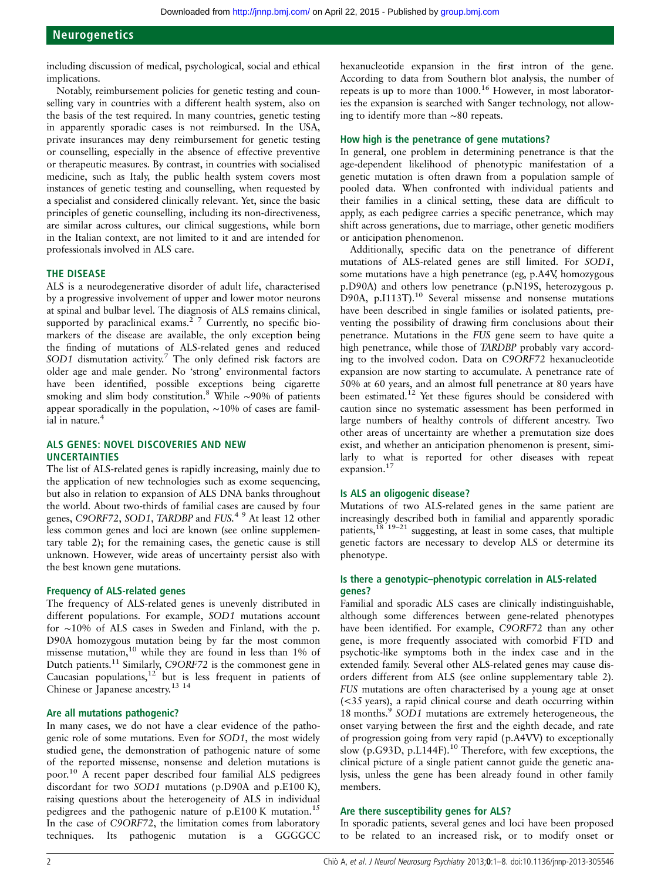including discussion of medical, psychological, social and ethical implications.

Notably, reimbursement policies for genetic testing and counselling vary in countries with a different health system, also on the basis of the test required. In many countries, genetic testing in apparently sporadic cases is not reimbursed. In the USA, private insurances may deny reimbursement for genetic testing or counselling, especially in the absence of effective preventive or therapeutic measures. By contrast, in countries with socialised medicine, such as Italy, the public health system covers most instances of genetic testing and counselling, when requested by a specialist and considered clinically relevant. Yet, since the basic principles of genetic counselling, including its non-directiveness, are similar across cultures, our clinical suggestions, while born in the Italian context, are not limited to it and are intended for professionals involved in ALS care.

## THE DISEASE

ALS is a neurodegenerative disorder of adult life, characterised by a progressive involvement of upper and lower motor neurons at spinal and bulbar level. The diagnosis of ALS remains clinical, supported by paraclinical exams.[2 7] Currently, no specific biomarkers of the disease are available, the only exception being the finding of mutations of ALS-related genes and reduced *SOD1* dismutation activity.[7] The only defined risk factors are older age and male gender. No 'strong' environmental factors have been identified, possible exceptions being cigarette smoking and slim body constitution.[8] While ~90% of patients appear sporadically in the population, ~10% of cases are familial in nature.[4]

## ALS GENES: NOVEL DISCOVERIES AND NEW UNCERTAINTIES

The list of ALS-related genes is rapidly increasing, mainly due to the application of new technologies such as exome sequencing, but also in relation to expansion of ALS DNA banks throughout the world. About two-thirds of familial cases are caused by four genes, *C9ORF72*, *SOD1*, *TARDBP* and *FUS*.[4 9] At least 12 other less common genes and loci are known (see online supplementary table 2); for the remaining cases, the genetic cause is still unknown. However, wide areas of uncertainty persist also with the best known gene mutations.

### Frequency of ALS-related genes

The frequency of ALS-related genes is unevenly distributed in different populations. For example, *SOD1* mutations account for ~10% of ALS cases in Sweden and Finland, with the p. D90A homozygous mutation being by far the most common missense mutation,[10] while they are found in less than 1% of Dutch patients.[11] Similarly, *C9ORF72* is the commonest gene in Caucasian populations,[12] but is less frequent in patients of Chinese or Japanese ancestry.[13 14]

### Are all mutations pathogenic?

In many cases, we do not have a clear evidence of the pathogenic role of some mutations. Even for *SOD1*, the most widely studied gene, the demonstration of pathogenic nature of some of the reported missense, nonsense and deletion mutations is poor.[10] A recent paper described four familial ALS pedigrees discordant for two *SOD1* mutations (p.D90A and p.E100 K), raising questions about the heterogeneity of ALS in individual pedigrees and the pathogenic nature of p.E100 K mutation.[15] In the case of *C9ORF72*, the limitation comes from laboratory techniques. Its pathogenic mutation is a GGGGCC hexanucleotide expansion in the first intron of the gene. According to data from Southern blot analysis, the number of repeats is up to more than 1000.[16] However, in most laboratories the expansion is searched with Sanger technology, not allowing to identify more than ~80 repeats.

### How high is the penetrance of gene mutations?

In general, one problem in determining penetrance is that the age-dependent likelihood of phenotypic manifestation of a genetic mutation is often drawn from a population sample of pooled data. When confronted with individual patients and their families in a clinical setting, these data are difficult to apply, as each pedigree carries a specific penetrance, which may shift across generations, due to marriage, other genetic modifiers or anticipation phenomenon.

Additionally, specific data on the penetrance of different mutations of ALS-related genes are still limited. For *SOD1*, some mutations have a high penetrance (eg, p.A4V, homozygous p.D90A) and others low penetrance (p.N19S, heterozygous p. D90A, p.I113T).[10] Several missense and nonsense mutations have been described in single families or isolated patients, preventing the possibility of drawing firm conclusions about their penetrance. Mutations in the *FUS* gene seem to have quite a high penetrance, while those of *TARDBP* probably vary according to the involved codon. Data on *C9ORF72* hexanucleotide expansion are now starting to accumulate. A penetrance rate of 50% at 60 years, and an almost full penetrance at 80 years have been estimated.[12] Yet these figures should be considered with caution since no systematic assessment has been performed in large numbers of healthy controls of different ancestry. Two other areas of uncertainty are whether a premutation size does exist, and whether an anticipation phenomenon is present, similarly to what is reported for other diseases with repeat expansion.[17]

### Is ALS an oligogenic disease?

Mutations of two ALS-related genes in the same patient are increasingly described both in familial and apparently sporadic patients,[18 19–21] suggesting, at least in some cases, that multiple genetic factors are necessary to develop ALS or determine its phenotype.

### Is there a genotypic–phenotypic correlation in ALS-related genes?

Familial and sporadic ALS cases are clinically indistinguishable, although some differences between gene-related phenotypes have been identified. For example, *C9ORF72* than any other gene, is more frequently associated with comorbid FTD and psychotic-like symptoms both in the index case and in the extended family. Several other ALS-related genes may cause disorders different from ALS (see online supplementary table 2). *FUS* mutations are often characterised by a young age at onset (<35 years), a rapid clinical course and death occurring within 18 months.[9] *SOD1* mutations are extremely heterogeneous, the onset varying between the first and the eighth decade, and rate of progression going from very rapid (p.A4VV) to exceptionally slow (p.G93D, p.L144F).[10] Therefore, with few exceptions, the clinical picture of a single patient cannot guide the genetic analysis, unless the gene has been already found in other family members.

### Are there susceptibility genes for ALS?

In sporadic patients, several genes and loci have been proposed to be related to an increased risk, or to modify onset or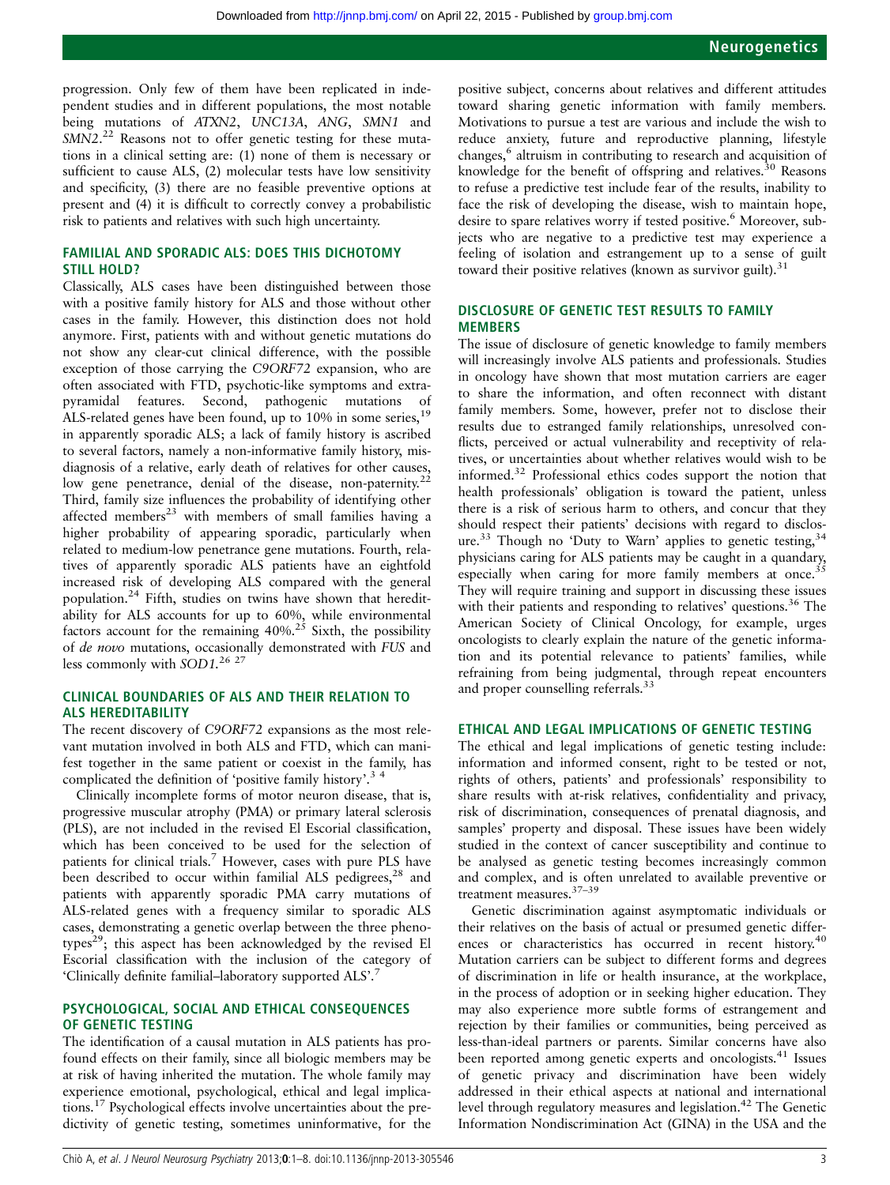progression. Only few of them have been replicated in independent studies and in different populations, the most notable being mutations of *ATXN2*, *UNC13A*, *ANG*, *SMN1* and *SMN2*.[22] Reasons not to offer genetic testing for these mutations in a clinical setting are: (1) none of them is necessary or sufficient to cause ALS, (2) molecular tests have low sensitivity and specificity, (3) there are no feasible preventive options at present and (4) it is difficult to correctly convey a probabilistic risk to patients and relatives with such high uncertainty.

## FAMILIAL AND SPORADIC ALS: DOES THIS DICHOTOMY STILL HOLD?

Classically, ALS cases have been distinguished between those with a positive family history for ALS and those without other cases in the family. However, this distinction does not hold anymore. First, patients with and without genetic mutations do not show any clear-cut clinical difference, with the possible exception of those carrying the *C9ORF72* expansion, who are often associated with FTD, psychotic-like symptoms and extrapyramidal features. Second, pathogenic mutations of ALS-related genes have been found, up to 10% in some series,[19] in apparently sporadic ALS; a lack of family history is ascribed to several factors, namely a non-informative family history, misdiagnosis of a relative, early death of relatives for other causes, low gene penetrance, denial of the disease, non-paternity.[22] Third, family size influences the probability of identifying other affected members[23] with members of small families having a higher probability of appearing sporadic, particularly when related to medium-low penetrance gene mutations. Fourth, relatives of apparently sporadic ALS patients have an eightfold increased risk of developing ALS compared with the general population.[24] Fifth, studies on twins have shown that hereditability for ALS accounts for up to 60%, while environmental factors account for the remaining 40%.[25] Sixth, the possibility of *de novo* mutations, occasionally demonstrated with *FUS* and less commonly with *SOD1*.[26 27]

## CLINICAL BOUNDARIES OF ALS AND THEIR RELATION TO ALS HEREDITABILITY

The recent discovery of *C9ORF72* expansions as the most relevant mutation involved in both ALS and FTD, which can manifest together in the same patient or coexist in the family, has complicated the definition of 'positive family history'.[3 4]

Clinically incomplete forms of motor neuron disease, that is, progressive muscular atrophy (PMA) or primary lateral sclerosis (PLS), are not included in the revised El Escorial classification, which has been conceived to be used for the selection of patients for clinical trials.[7] However, cases with pure PLS have been described to occur within familial ALS pedigrees,[28] and patients with apparently sporadic PMA carry mutations of ALS-related genes with a frequency similar to sporadic ALS cases, demonstrating a genetic overlap between the three phenotypes[29]; this aspect has been acknowledged by the revised El Escorial classification with the inclusion of the category of 'Clinically definite familial–laboratory supported ALS'.[7]

## PSYCHOLOGICAL, SOCIAL AND ETHICAL CONSEQUENCES OF GENETIC TESTING

The identification of a causal mutation in ALS patients has profound effects on their family, since all biologic members may be at risk of having inherited the mutation. The whole family may experience emotional, psychological, ethical and legal implications.[17] Psychological effects involve uncertainties about the predictivity of genetic testing, sometimes uninformative, for the positive subject, concerns about relatives and different attitudes toward sharing genetic information with family members. Motivations to pursue a test are various and include the wish to reduce anxiety, future and reproductive planning, lifestyle changes,[6] altruism in contributing to research and acquisition of knowledge for the benefit of offspring and relatives.[30] Reasons to refuse a predictive test include fear of the results, inability to face the risk of developing the disease, wish to maintain hope, desire to spare relatives worry if tested positive.[6] Moreover, subjects who are negative to a predictive test may experience a feeling of isolation and estrangement up to a sense of guilt toward their positive relatives (known as survivor guilt).[31]

## DISCLOSURE OF GENETIC TEST RESULTS TO FAMILY MEMBERS

The issue of disclosure of genetic knowledge to family members will increasingly involve ALS patients and professionals. Studies in oncology have shown that most mutation carriers are eager to share the information, and often reconnect with distant family members. Some, however, prefer not to disclose their results due to estranged family relationships, unresolved conflicts, perceived or actual vulnerability and receptivity of relatives, or uncertainties about whether relatives would wish to be informed.[32] Professional ethics codes support the notion that health professionals' obligation is toward the patient, unless there is a risk of serious harm to others, and concur that they should respect their patients' decisions with regard to disclosure.[33] Though no 'Duty to Warn' applies to genetic testing,[34] physicians caring for ALS patients may be caught in a quandary, especially when caring for more family members at once.[35] They will require training and support in discussing these issues with their patients and responding to relatives' questions.[36] The American Society of Clinical Oncology, for example, urges oncologists to clearly explain the nature of the genetic information and its potential relevance to patients' families, while refraining from being judgmental, through repeat encounters and proper counselling referrals.[33]

## ETHICAL AND LEGAL IMPLICATIONS OF GENETIC TESTING

The ethical and legal implications of genetic testing include: information and informed consent, right to be tested or not, rights of others, patients' and professionals' responsibility to share results with at-risk relatives, confidentiality and privacy, risk of discrimination, consequences of prenatal diagnosis, and samples' property and disposal. These issues have been widely studied in the context of cancer susceptibility and continue to be analysed as genetic testing becomes increasingly common and complex, and is often unrelated to available preventive or treatment measures.[37–39]

Genetic discrimination against asymptomatic individuals or their relatives on the basis of actual or presumed genetic differences or characteristics has occurred in recent history.[40] Mutation carriers can be subject to different forms and degrees of discrimination in life or health insurance, at the workplace, in the process of adoption or in seeking higher education. They may also experience more subtle forms of estrangement and rejection by their families or communities, being perceived as less-than-ideal partners or parents. Similar concerns have also been reported among genetic experts and oncologists.[41] Issues of genetic privacy and discrimination have been widely addressed in their ethical aspects at national and international level through regulatory measures and legislation.[42] The Genetic Information Nondiscrimination Act (GINA) in the USA and the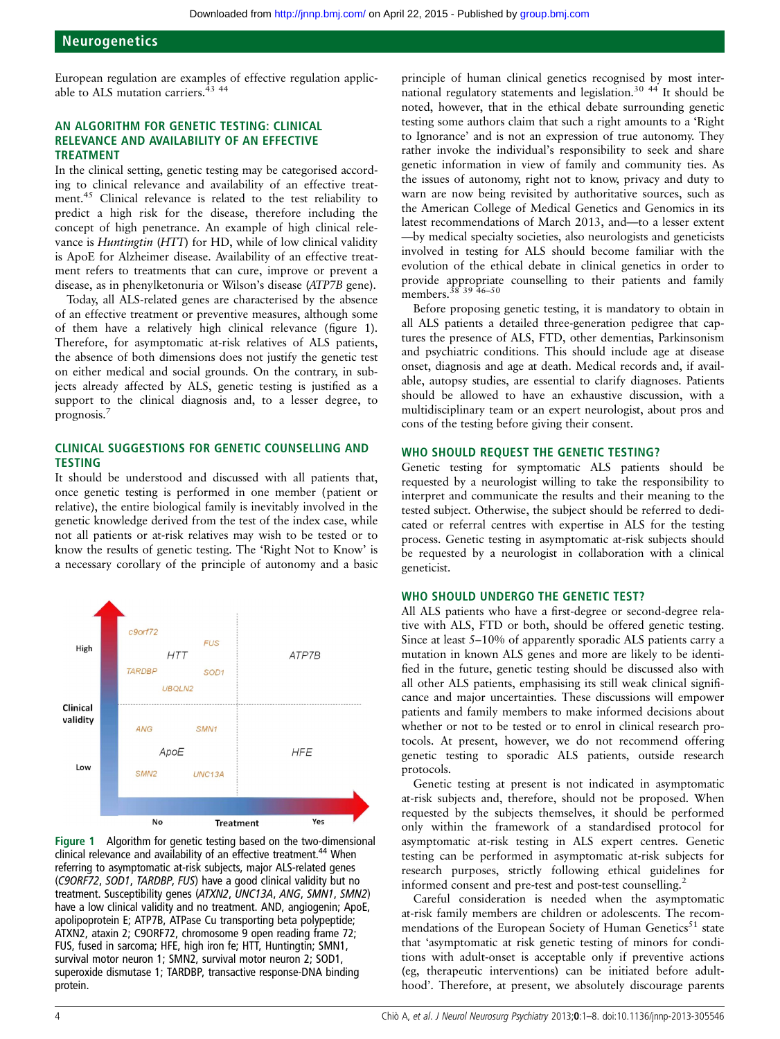European regulation are examples of effective regulation applicable to ALS mutation carriers.[43 44]

## AN ALGORITHM FOR GENETIC TESTING: CLINICAL RELEVANCE AND AVAILABILITY OF AN EFFECTIVE TREATMENT

In the clinical setting, genetic testing may be categorised according to clinical relevance and availability of an effective treatment.[45] Clinical relevance is related to the test reliability to predict a high risk for the disease, therefore including the concept of high penetrance. An example of high clinical relevance is *Huntingtin* (*HTT*) for HD, while of low clinical validity is ApoE for Alzheimer disease. Availability of an effective treatment refers to treatments that can cure, improve or prevent a disease, as in phenylketonuria or Wilson's disease (*ATP7B* gene).

Today, all ALS-related genes are characterised by the absence of an effective treatment or preventive measures, although some of them have a relatively high clinical relevance (figure 1). Therefore, for asymptomatic at-risk relatives of ALS patients, the absence of both dimensions does not justify the genetic test on either medical and social grounds. On the contrary, in subjects already affected by ALS, genetic testing is justified as a support to the clinical diagnosis and, to a lesser degree, to prognosis.[7]

## CLINICAL SUGGESTIONS FOR GENETIC COUNSELLING AND TESTING

It should be understood and discussed with all patients that, once genetic testing is performed in one member (patient or relative), the entire biological family is inevitably involved in the genetic knowledge derived from the test of the index case, while not all patients or at-risk relatives may wish to be tested or to know the results of genetic testing. The 'Right Not to Know' is a necessary corollary of the principle of autonomy and a basic principle of human clinical genetics recognised by most international regulatory statements and legislation.[30 44] It should be noted, however, that in the ethical debate surrounding genetic testing some authors claim that such a right amounts to a 'Right to Ignorance' and is not an expression of true autonomy. They rather invoke the individual's responsibility to seek and share genetic information in view of family and community ties. As the issues of autonomy, right not to know, privacy and duty to warn are now being revisited by authoritative sources, such as the American College of Medical Genetics and Genomics in its latest recommendations of March 2013, and—to a lesser extent—by medical specialty societies, also neurologists and geneticists involved in testing for ALS should become familiar with the evolution of the ethical debate in clinical genetics in order to provide appropriate counselling to their patients and family members.[38 39 46–50]

Before proposing genetic testing, it is mandatory to obtain in all ALS patients a detailed three-generation pedigree that captures the presence of ALS, FTD, other dementias, Parkinsonism and psychiatric conditions. This should include age at disease onset, diagnosis and age at death. Medical records and, if available, autopsy studies, are essential to clarify diagnoses. Patients should be allowed to have an exhaustive discussion, with a multidisciplinary team or an expert neurologist, about pros and cons of the testing before giving their consent.

Figure 1 Algorithm for genetic testing based on the two-dimensional clinical relevance and availability of an effective treatment.[44] When referring to asymptomatic at-risk subjects, major ALS-related genes (*C9ORF72*, *SOD1*, *TARDBP*, *FUS*) have a good clinical validity but no treatment. Susceptibility genes (*ATXN2*, *UNC13A*, *ANG*, *SMN1*, *SMN2*) have a low clinical validity and no treatment. AND, angiogenin; ApoE, apolipoprotein E; ATP7B, ATPase Cu transporting beta polypeptide; ATXN2, ataxin 2; C9ORF72, chromosome 9 open reading frame 72; FUS, fused in sarcoma; HFE, high iron fe; HTT, Huntingtin; SMN1, survival motor neuron 1; SMN2, survival motor neuron 2; SOD1, superoxide dismutase 1; TARDBP, transactive response-DNA binding protein.

## WHO SHOULD REQUEST THE GENETIC TESTING?

Genetic testing for symptomatic ALS patients should be requested by a neurologist willing to take the responsibility to interpret and communicate the results and their meaning to the tested subject. Otherwise, the subject should be referred to dedicated or referral centres with expertise in ALS for the testing process. Genetic testing in asymptomatic at-risk subjects should be requested by a neurologist in collaboration with a clinical geneticist.

## WHO SHOULD UNDERGO THE GENETIC TEST?

All ALS patients who have a first-degree or second-degree relative with ALS, FTD or both, should be offered genetic testing. Since at least 5–10% of apparently sporadic ALS patients carry a mutation in known ALS genes and more are likely to be identified in the future, genetic testing should be discussed also with all other ALS patients, emphasising its still weak clinical significance and major uncertainties. These discussions will empower patients and family members to make informed decisions about whether or not to be tested or to enrol in clinical research protocols. At present, however, we do not recommend offering genetic testing to sporadic ALS patients, outside research protocols.

Genetic testing at present is not indicated in asymptomatic at-risk subjects and, therefore, should not be proposed. When requested by the subjects themselves, it should be performed only within the framework of a standardised protocol for asymptomatic at-risk testing in ALS expert centres. Genetic testing can be performed in asymptomatic at-risk subjects for research purposes, strictly following ethical guidelines for informed consent and pre-test and post-test counselling.[2]

Careful consideration is needed when the asymptomatic at-risk family members are children or adolescents. The recommendations of the European Society of Human Genetics[51] state that 'asymptomatic at risk genetic testing of minors for conditions with adult-onset is acceptable only if preventive actions (eg, therapeutic interventions) can be initiated before adulthood'. Therefore, at present, we absolutely discourage parents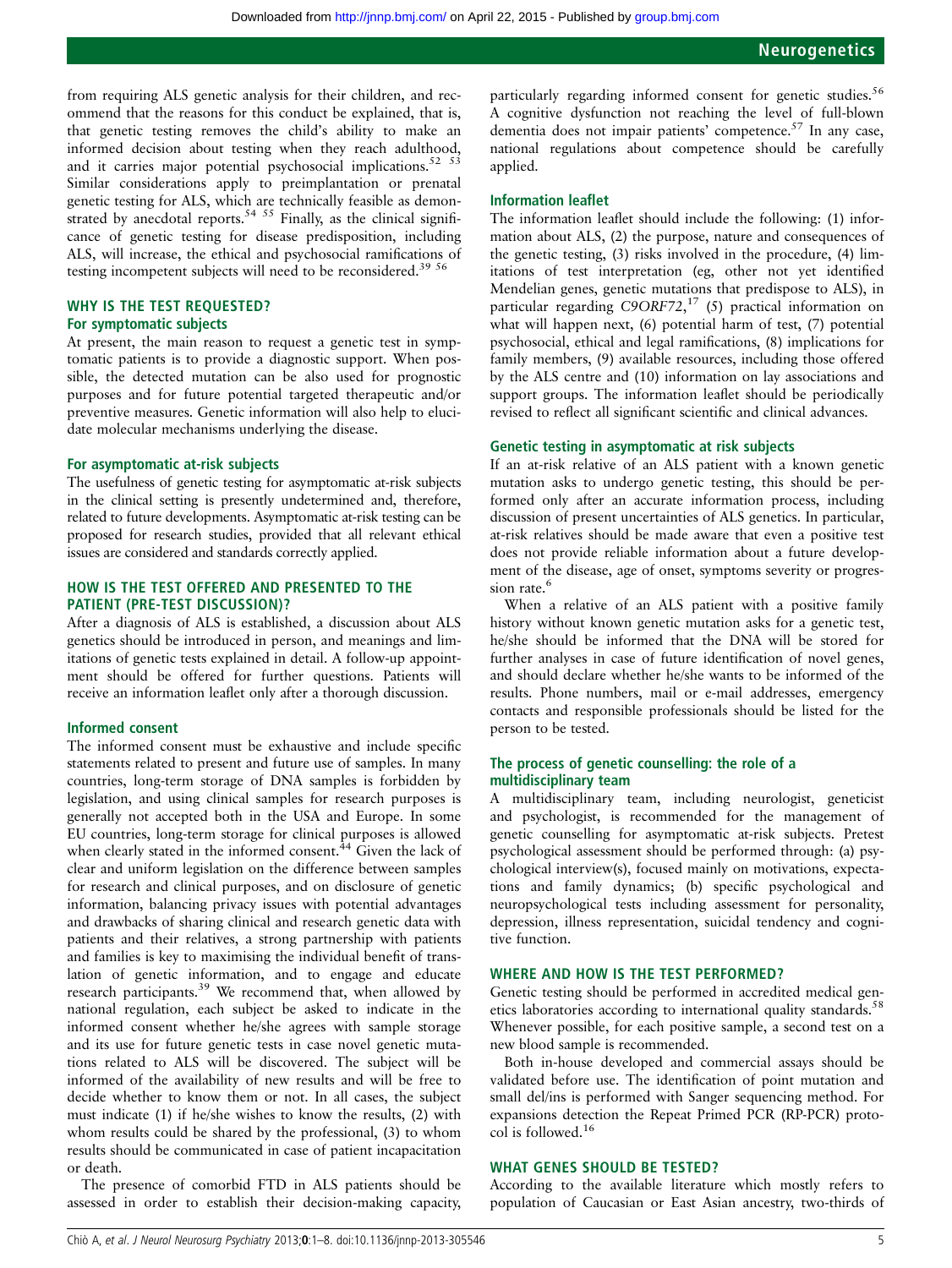from requiring ALS genetic analysis for their children, and recommend that the reasons for this conduct be explained, that is, that genetic testing removes the child's ability to make an informed decision about testing when they reach adulthood, and it carries major potential psychosocial implications.[52 53] Similar considerations apply to preimplantation or prenatal genetic testing for ALS, which are technically feasible as demonstrated by anecdotal reports.[54 55] Finally, as the clinical significance of genetic testing for disease predisposition, including ALS, will increase, the ethical and psychosocial ramifications of testing incompetent subjects will need to be reconsidered.[39 56]

## WHY IS THE TEST REQUESTED?

### For symptomatic subjects

At present, the main reason to request a genetic test in symptomatic patients is to provide a diagnostic support. When possible, the detected mutation can be also used for prognostic purposes and for future potential targeted therapeutic and/or preventive measures. Genetic information will also help to elucidate molecular mechanisms underlying the disease.

### For asymptomatic at-risk subjects

The usefulness of genetic testing for asymptomatic at-risk subjects in the clinical setting is presently undetermined and, therefore, related to future developments. Asymptomatic at-risk testing can be proposed for research studies, provided that all relevant ethical issues are considered and standards correctly applied.

## HOW IS THE TEST OFFERED AND PRESENTED TO THE PATIENT (PRE-TEST DISCUSSION)?

After a diagnosis of ALS is established, a discussion about ALS genetics should be introduced in person, and meanings and limitations of genetic tests explained in detail. A follow-up appointment should be offered for further questions. Patients will receive an information leaflet only after a thorough discussion.

### Informed consent

The informed consent must be exhaustive and include specific statements related to present and future use of samples. In many countries, long-term storage of DNA samples is forbidden by legislation, and using clinical samples for research purposes is generally not accepted both in the USA and Europe. In some EU countries, long-term storage for clinical purposes is allowed when clearly stated in the informed consent.[44] Given the lack of clear and uniform legislation on the difference between samples for research and clinical purposes, and on disclosure of genetic information, balancing privacy issues with potential advantages and drawbacks of sharing clinical and research genetic data with patients and their relatives, a strong partnership with patients and families is key to maximising the individual benefit of translation of genetic information, and to engage and educate research participants.[39] We recommend that, when allowed by national regulation, each subject be asked to indicate in the informed consent whether he/she agrees with sample storage and its use for future genetic tests in case novel genetic mutations related to ALS will be discovered. The subject will be informed of the availability of new results and will be free to decide whether to know them or not. In all cases, the subject must indicate (1) if he/she wishes to know the results, (2) with whom results could be shared by the professional, (3) to whom results should be communicated in case of patient incapacitation or death.

The presence of comorbid FTD in ALS patients should be assessed in order to establish their decision-making capacity, particularly regarding informed consent for genetic studies.[56] A cognitive dysfunction not reaching the level of full-blown dementia does not impair patients' competence.[57] In any case, national regulations about competence should be carefully applied.

### Information leaflet

The information leaflet should include the following: (1) information about ALS, (2) the purpose, nature and consequences of the genetic testing, (3) risks involved in the procedure, (4) limitations of test interpretation (eg, other not yet identified Mendelian genes, genetic mutations that predispose to ALS), in particular regarding *C9ORF72*,[17] (5) practical information on what will happen next, (6) potential harm of test, (7) potential psychosocial, ethical and legal ramifications, (8) implications for family members, (9) available resources, including those offered by the ALS centre and (10) information on lay associations and support groups. The information leaflet should be periodically revised to reflect all significant scientific and clinical advances.

### Genetic testing in asymptomatic at risk subjects

If an at-risk relative of an ALS patient with a known genetic mutation asks to undergo genetic testing, this should be performed only after an accurate information process, including discussion of present uncertainties of ALS genetics. In particular, at-risk relatives should be made aware that even a positive test does not provide reliable information about a future development of the disease, age of onset, symptoms severity or progression rate.[6]

When a relative of an ALS patient with a positive family history without known genetic mutation asks for a genetic test, he/she should be informed that the DNA will be stored for further analyses in case of future identification of novel genes, and should declare whether he/she wants to be informed of the results. Phone numbers, mail or e-mail addresses, emergency contacts and responsible professionals should be listed for the person to be tested.

### The process of genetic counselling: the role of a multidisciplinary team

A multidisciplinary team, including neurologist, geneticist and psychologist, is recommended for the management of genetic counselling for asymptomatic at-risk subjects. Pretest psychological assessment should be performed through: (a) psychological interview(s), focused mainly on motivations, expectations and family dynamics; (b) specific psychological and neuropsychological tests including assessment for personality, depression, illness representation, suicidal tendency and cognitive function.

## WHERE AND HOW IS THE TEST PERFORMED?

Genetic testing should be performed in accredited medical genetics laboratories according to international quality standards.[58] Whenever possible, for each positive sample, a second test on a new blood sample is recommended.

Both in-house developed and commercial assays should be validated before use. The identification of point mutation and small del/ins is performed with Sanger sequencing method. For expansions detection the Repeat Primed PCR (RP-PCR) protocol is followed.[16]

## WHAT GENES SHOULD BE TESTED?

According to the available literature which mostly refers to population of Caucasian or East Asian ancestry, two-thirds of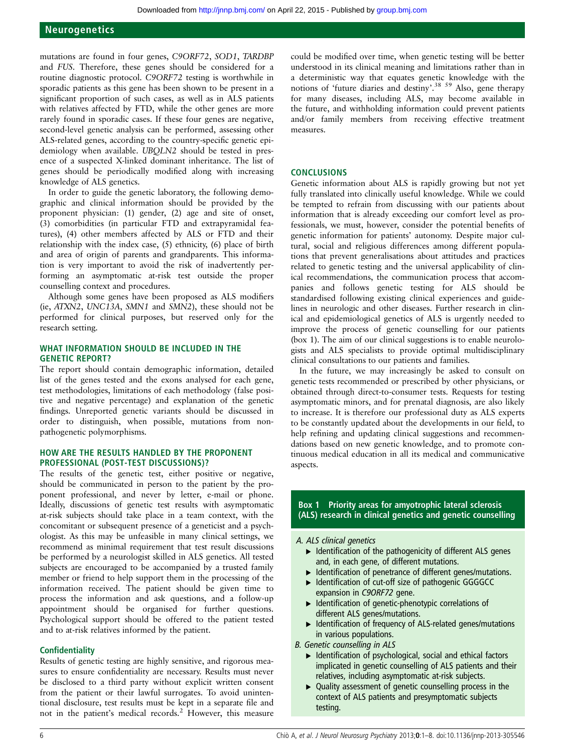mutations are found in four genes, *C9ORF72*, *SOD1*, *TARDBP* and *FUS*. Therefore, these genes should be considered for a routine diagnostic protocol. *C9ORF72* testing is worthwhile in sporadic patients as this gene has been shown to be present in a significant proportion of such cases, as well as in ALS patients with relatives affected by FTD, while the other genes are more rarely found in sporadic cases. If these four genes are negative, second-level genetic analysis can be performed, assessing other ALS-related genes, according to the country-specific genetic epidemiology when available. *UBQLN2* should be tested in presence of a suspected X-linked dominant inheritance. The list of genes should be periodically modified along with increasing knowledge of ALS genetics.

In order to guide the genetic laboratory, the following demographic and clinical information should be provided by the proponent physician: (1) gender, (2) age and site of onset, (3) comorbidities (in particular FTD and extrapyramidal features), (4) other members affected by ALS or FTD and their relationship with the index case, (5) ethnicity, (6) place of birth and area of origin of parents and grandparents. This information is very important to avoid the risk of inadvertently performing an asymptomatic at-risk test outside the proper counselling context and procedures.

Although some genes have been proposed as ALS modifiers (ie, *ATXN2*, *UNC13A*, *SMN1* and *SMN2*), these should not be performed for clinical purposes, but reserved only for the research setting.

## WHAT INFORMATION SHOULD BE INCLUDED IN THE GENETIC REPORT?

The report should contain demographic information, detailed list of the genes tested and the exons analysed for each gene, test methodologies, limitations of each methodology (false positive and negative percentage) and explanation of the genetic findings. Unreported genetic variants should be discussed in order to distinguish, when possible, mutations from non-pathogenetic polymorphisms.

## HOW ARE THE RESULTS HANDLED BY THE PROPONENT PROFESSIONAL (POST-TEST DISCUSSIONS)?

The results of the genetic test, either positive or negative, should be communicated in person to the patient by the proponent professional, and never by letter, e-mail or phone. Ideally, discussions of genetic test results with asymptomatic at-risk subjects should take place in a team context, with the concomitant or subsequent presence of a geneticist and a psychologist. As this may be unfeasible in many clinical settings, we recommend as minimal requirement that test result discussions be performed by a neurologist skilled in ALS genetics. All tested subjects are encouraged to be accompanied by a trusted family member or friend to help support them in the processing of the information received. The patient should be given time to process the information and ask questions, and a follow-up appointment should be organised for further questions. Psychological support should be offered to the patient tested and to at-risk relatives informed by the patient.

### Confidentiality

Results of genetic testing are highly sensitive, and rigorous measures to ensure confidentiality are necessary. Results must never be disclosed to a third party without explicit written consent from the patient or their lawful surrogates. To avoid unintentional disclosure, test results must be kept in a separate file and not in the patient's medical records.[2] However, this measure could be modified over time, when genetic testing will be better understood in its clinical meaning and limitations rather than in a deterministic way that equates genetic knowledge with the notions of 'future diaries and destiny'.[38 59] Also, gene therapy for many diseases, including ALS, may become available in the future, and withholding information could prevent patients and/or family members from receiving effective treatment measures.

## CONCLUSIONS

Genetic information about ALS is rapidly growing but not yet fully translated into clinically useful knowledge. While we could be tempted to refrain from discussing with our patients about information that is already exceeding our comfort level as professionals, we must, however, consider the potential benefits of genetic information for patients' autonomy. Despite major cultural, social and religious differences among different populations that prevent generalisations about attitudes and practices related to genetic testing and the universal applicability of clinical recommendations, the communication process that accompanies and follows genetic testing for ALS should be standardised following existing clinical experiences and guidelines in neurologic and other diseases. Further research in clinical and epidemiological genetics of ALS is urgently needed to improve the process of genetic counselling for our patients (box 1). The aim of our clinical suggestions is to enable neurologists and ALS specialists to provide optimal multidisciplinary clinical consultations to our patients and families.

In the future, we may increasingly be asked to consult on genetic tests recommended or prescribed by other physicians, or obtained through direct-to-consumer tests. Requests for testing asymptomatic minors, and for prenatal diagnosis, are also likely to increase. It is therefore our professional duty as ALS experts to be constantly updated about the developments in our field, to help refining and updating clinical suggestions and recommendations based on new genetic knowledge, and to promote continuous medical education in all its medical and communicative aspects.

**Box 1 Priority areas for amyotrophic lateral sclerosis (ALS) research in clinical genetics and genetic counselling**

*A. ALS clinical genetics*

- Identification of the pathogenicity of different ALS genes and, in each gene, of different mutations.
- Identification of penetrance of different genes/mutations.
- Identification of cut-off size of pathogenic GGGGCC expansion in *C9ORF72* gene.
- Identification of genetic-phenotypic correlations of different ALS genes/mutations.
- Identification of frequency of ALS-related genes/mutations in various populations.

*B. Genetic counselling in ALS*

- Identification of psychological, social and ethical factors implicated in genetic counselling of ALS patients and their relatives, including asymptomatic at-risk subjects.
- Quality assessment of genetic counselling process in the context of ALS patients and presymptomatic subjects testing.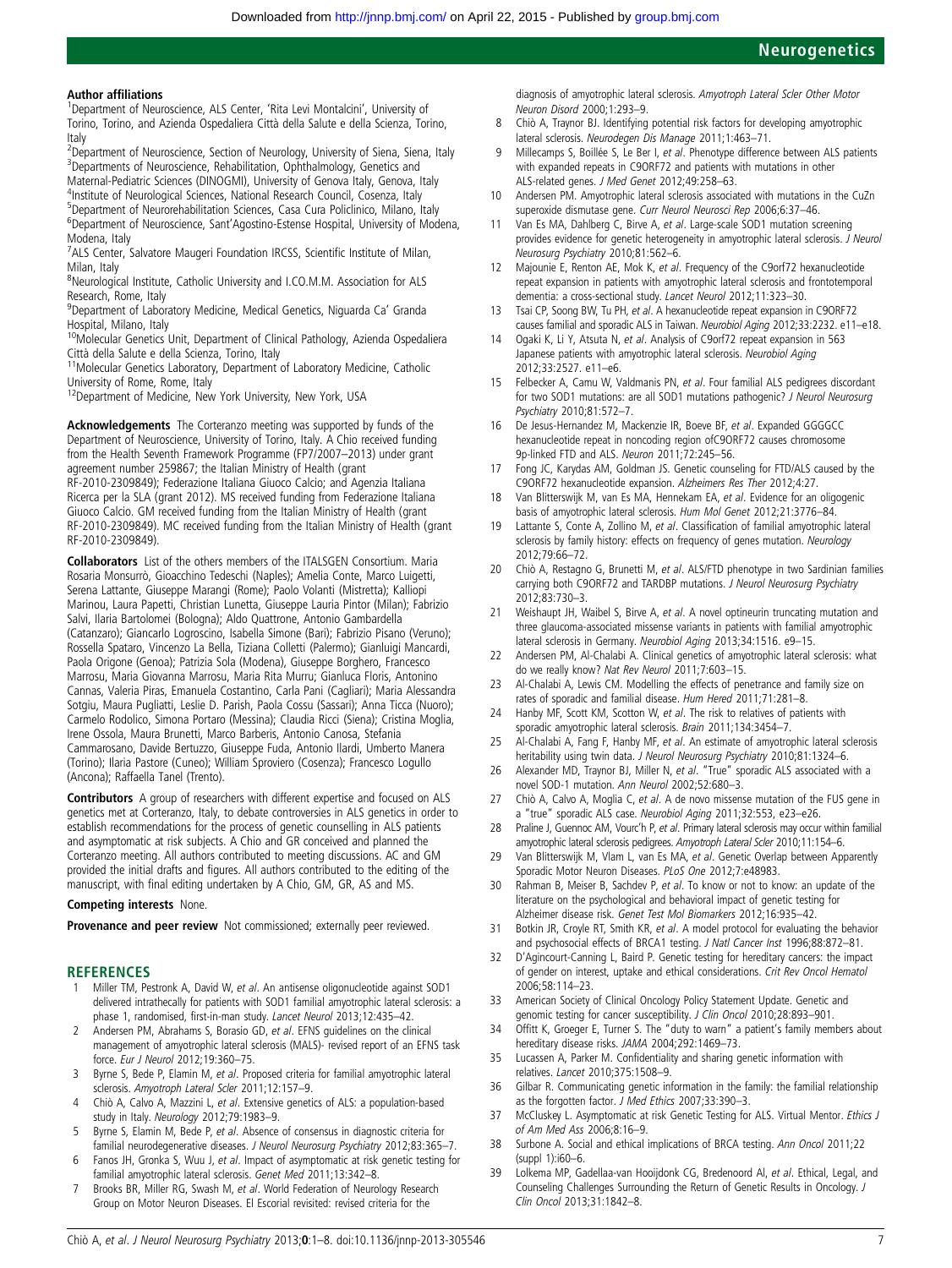**Author affiliations**
[1]Department of Neuroscience, ALS Center, 'Rita Levi Montalcini', University of Torino, Torino, and Azienda Ospedaliera Città della Salute e della Scienza, Torino, Italy
[2]Department of Neuroscience, Section of Neurology, University of Siena, Siena, Italy
[3]Departments of Neuroscience, Rehabilitation, Ophthalmology, Genetics and Maternal-Pediatric Sciences (DINOGMI), University of Genova Italy, Genova, Italy
[4]Institute of Neurological Sciences, National Research Council, Cosenza, Italy
[5]Department of Neurorehabilitation Sciences, Casa Cura Policlinico, Milano, Italy
[6]Department of Neuroscience, Sant'Agostino-Estense Hospital, University of Modena, Modena, Italy
[7]ALS Center, Salvatore Maugeri Foundation IRCSS, Scientific Institute of Milan, Milan, Italy
[8]Neurological Institute, Catholic University and I.CO.M.M. Association for ALS Research, Rome, Italy
[9]Department of Laboratory Medicine, Medical Genetics, Niguarda Ca' Granda Hospital, Milano, Italy
[10]Molecular Genetics Unit, Department of Clinical Pathology, Azienda Ospedaliera Città della Salute e della Scienza, Torino, Italy
[11]Molecular Genetics Laboratory, Department of Laboratory Medicine, Catholic University of Rome, Rome, Italy
[12]Department of Medicine, New York University, New York, USA

**Acknowledgements** The Corteranzo meeting was supported by funds of the Department of Neuroscience, University of Torino, Italy. A Chio received funding from the Health Seventh Framework Programme (FP7/2007–2013) under grant agreement number 259867; the Italian Ministry of Health (grant RF-2010-2309849); Federazione Italiana Giuoco Calcio; and Agenzia Italiana Ricerca per la SLA (grant 2012). MS received funding from Federazione Italiana Giuoco Calcio. GM received funding from the Italian Ministry of Health (grant RF-2010-2309849). MC received funding from the Italian Ministry of Health (grant RF-2010-2309849).

**Collaborators** List of the others members of the ITALSGEN Consortium. Maria Rosaria Monsurrò, Gioacchino Tedeschi (Naples); Amelia Conte, Marco Luigetti, Serena Lattante, Giuseppe Marangi (Rome); Paolo Volanti (Mistretta); Kalliopi Marinou, Laura Papetti, Christian Lunetta, Giuseppe Lauria Pintor (Milan); Fabrizio Salvi, Ilaria Bartolomei (Bologna); Aldo Quattrone, Antonio Gambardella (Catanzaro); Giancarlo Logroscino, Isabella Simone (Bari); Fabrizio Pisano (Veruno); Rossella Spataro, Vincenzo La Bella, Tiziana Colletti (Palermo); Gianluigi Mancardi, Paola Origone (Genoa); Patrizia Sola (Modena), Giuseppe Borghero, Francesco Marrosu, Maria Giovanna Marrosu, Maria Rita Murru; Gianluca Floris, Antonino Cannas, Valeria Piras, Emanuela Costantino, Carla Pani (Cagliari); Maria Alessandra Sotgiu, Maura Pugliatti, Leslie D. Parish, Paola Cossu (Sassari); Anna Ticca (Nuoro); Carmelo Rodolico, Simona Portaro (Messina); Claudia Ricci (Siena); Cristina Moglia, Irene Ossola, Maura Brunetti, Marco Barberis, Antonio Canosa, Stefania Cammarosano, Davide Bertuzzo, Giuseppe Fuda, Antonio Ilardi, Umberto Manera (Torino); Ilaria Pastore (Cuneo); William Sproviero (Cosenza); Francesco Logullo (Ancona); Raffaella Tanel (Trento).

**Contributors** A group of researchers with different expertise and focused on ALS genetics met at Corteranzo, Italy, to debate controversies in ALS genetics in order to establish recommendations for the process of genetic counselling in ALS patients and asymptomatic at risk subjects. A Chio and GR conceived and planned the Corteranzo meeting. All authors contributed to meeting discussions. AC and GM provided the initial drafts and figures. All authors contributed to the editing of the manuscript, with final editing undertaken by A Chio, GM, GR, AS and MS.

**Competing interests** None.

**Provenance and peer review** Not commissioned; externally peer reviewed.

## REFERENCES

1. Miller TM, Pestronk A, David W, *et al*. An antisense oligonucleotide against SOD1 delivered intrathecally for patients with SOD1 familial amyotrophic lateral sclerosis: a phase 1, randomised, first-in-man study. *Lancet Neurol* 2013;12:435–42.
2. Andersen PM, Abrahams S, Borasio GD, *et al*. EFNS guidelines on the clinical management of amyotrophic lateral sclerosis (MALS)- revised report of an EFNS task force. *Eur J Neurol* 2012;19:360–75.
3. Byrne S, Bede P, Elamin M, *et al*. Proposed criteria for familial amyotrophic lateral sclerosis. *Amyotroph Lateral Scler* 2011;12:157–9.
4. Chiò A, Calvo A, Mazzini L, *et al*. Extensive genetics of ALS: a population-based study in Italy. *Neurology* 2012;79:1983–9.
5. Byrne S, Elamin M, Bede P, *et al*. Absence of consensus in diagnostic criteria for familial neurodegenerative diseases. *J Neurol Neurosurg Psychiatry* 2012;83:365–7.
6. Fanos JH, Gronka S, Wuu J, *et al*. Impact of asymptomatic at risk genetic testing for familial amyotrophic lateral sclerosis. *Genet Med* 2011;13:342–8.
7. Brooks BR, Miller RG, Swash M, *et al*. World Federation of Neurology Research Group on Motor Neuron Diseases. El Escorial revisited: revised criteria for the diagnosis of amyotrophic lateral sclerosis. *Amyotroph Lateral Scler Other Motor Neuron Disord* 2000;1:293–9.
8. Chiò A, Traynor BJ. Identifying potential risk factors for developing amyotrophic lateral sclerosis. *Neurodegen Dis Manage* 2011;1:463–71.
9. Millecamps S, Boillée S, Le Ber I, *et al*. Phenotype difference between ALS patients with expanded repeats in C9ORF72 and patients with mutations in other ALS-related genes. *J Med Genet* 2012;49:258–63.
10. Andersen PM. Amyotrophic lateral sclerosis associated with mutations in the CuZn superoxide dismutase gene. *Curr Neurol Neurosci Rep* 2006;6:37–46.
11. Van Es MA, Dahlberg C, Birve A, *et al*. Large-scale SOD1 mutation screening provides evidence for genetic heterogeneity in amyotrophic lateral sclerosis. *J Neurol Neurosurg Psychiatry* 2010;81:562–6.
12. Majounie E, Renton AE, Mok K, *et al*. Frequency of the C9orf72 hexanucleotide repeat expansion in patients with amyotrophic lateral sclerosis and frontotemporal dementia: a cross-sectional study. *Lancet Neurol* 2012;11:323–30.
13. Tsai CP, Soong BW, Tu PH, *et al*. A hexanucleotide repeat expansion in C9ORF72 causes familial and sporadic ALS in Taiwan. *Neurobiol Aging* 2012;33:2232. e11–e18.
14. Ogaki K, Li Y, Atsuta N, *et al*. Analysis of C9orf72 repeat expansion in 563 Japanese patients with amyotrophic lateral sclerosis. *Neurobiol Aging* 2012;33:2527. e11–e6.
15. Felbecker A, Camu W, Valdmanis PN, *et al*. Four familial ALS pedigrees discordant for two SOD1 mutations: are all SOD1 mutations pathogenic? *J Neurol Neurosurg Psychiatry* 2010;81:572–7.
16. De Jesus-Hernandez M, Mackenzie IR, Boeve BF, *et al*. Expanded GGGGCC hexanucleotide repeat in noncoding region ofC9ORF72 causes chromosome 9p-linked FTD and ALS. *Neuron* 2011;72:245–56.
17. Fong JC, Karydas AM, Goldman JS. Genetic counseling for FTD/ALS caused by the C9ORF72 hexanucleotide expansion. *Alzheimers Res Ther* 2012;4:27.
18. Van Blitterswijk M, van Es MA, Hennekam EA, *et al*. Evidence for an oligogenic basis of amyotrophic lateral sclerosis. *Hum Mol Genet* 2012;21:3776–84.
19. Lattante S, Conte A, Zollino M, *et al*. Classification of familial amyotrophic lateral sclerosis by family history: effects on frequency of genes mutation. *Neurology* 2012;79:66–72.
20. Chiò A, Restagno G, Brunetti M, *et al*. ALS/FTD phenotype in two Sardinian families carrying both C9ORF72 and TARDBP mutations. *J Neurol Neurosurg Psychiatry* 2012;83:730–3.
21. Weishaupt JH, Waibel S, Birve A, *et al*. A novel optineurin truncating mutation and three glaucoma-associated missense variants in patients with familial amyotrophic lateral sclerosis in Germany. *Neurobiol Aging* 2013;34:1516. e9–15.
22. Andersen PM, Al-Chalabi A. Clinical genetics of amyotrophic lateral sclerosis: what do we really know? *Nat Rev Neurol* 2011;7:603–15.
23. Al-Chalabi A, Lewis CM. Modelling the effects of penetrance and family size on rates of sporadic and familial disease. *Hum Hered* 2011;71:281–8.
24. Hanby MF, Scott KM, Scotton W, *et al*. The risk to relatives of patients with sporadic amyotrophic lateral sclerosis. *Brain* 2011;134:3454–7.
25. Al-Chalabi A, Fang F, Hanby MF, *et al*. An estimate of amyotrophic lateral sclerosis heritability using twin data. *J Neurol Neurosurg Psychiatry* 2010;81:1324–6.
26. Alexander MD, Traynor BJ, Miller N, *et al*. "True" sporadic ALS associated with a novel SOD-1 mutation. *Ann Neurol* 2002;52:680–3.
27. Chiò A, Calvo A, Moglia C, *et al*. A de novo missense mutation of the FUS gene in a "true" sporadic ALS case. *Neurobiol Aging* 2011;32:553, e23–e26.
28. Praline J, Guennoc AM, Vourc'h P, *et al*. Primary lateral sclerosis may occur within familial amyotrophic lateral sclerosis pedigrees. *Amyotroph Lateral Scler* 2010;11:154–6.
29. Van Blitterswijk M, Vlam L, van Es MA, *et al*. Genetic Overlap between Apparently Sporadic Motor Neuron Diseases. *PLoS One* 2012;7:e48983.
30. Rahman B, Meiser B, Sachdev P, *et al*. To know or not to know: an update of the literature on the psychological and behavioral impact of genetic testing for Alzheimer disease risk. *Genet Test Mol Biomarkers* 2012;16:935–42.
31. Botkin JR, Croyle RT, Smith KR, *et al*. A model protocol for evaluating the behavior and psychosocial effects of BRCA1 testing. *J Natl Cancer Inst* 1996;88:872–81.
32. D'Agincourt-Canning L, Baird P. Genetic testing for hereditary cancers: the impact of gender on interest, uptake and ethical considerations. *Crit Rev Oncol Hematol* 2006;58:114–23.
33. American Society of Clinical Oncology Policy Statement Update. Genetic and genomic testing for cancer susceptibility. *J Clin Oncol* 2010;28:893–901.
34. Offitt K, Groeger E, Turner S. The "duty to warn" a patient's family members about hereditary disease risks. *JAMA* 2004;292:1469–73.
35. Lucassen A, Parker M. Confidentiality and sharing genetic information with relatives. *Lancet* 2010;375:1508–9.
36. Gilbar R. Communicating genetic information in the family: the familial relationship as the forgotten factor. *J Med Ethics* 2007;33:390–3.
37. McCluskey L. Asymptomatic at risk Genetic Testing for ALS. Virtual Mentor. *Ethics J of Am Med Ass* 2006;8:16–9.
38. Surbone A. Social and ethical implications of BRCA testing. *Ann Oncol* 2011;22 (suppl 1):i60–6.
39. Lolkema MP, Gadellaa-van Hooijdonk CG, Bredenoord AI, *et al*. Ethical, Legal, and Counseling Challenges Surrounding the Return of Genetic Results in Oncology. *J Clin Oncol* 2013;31:1842–8.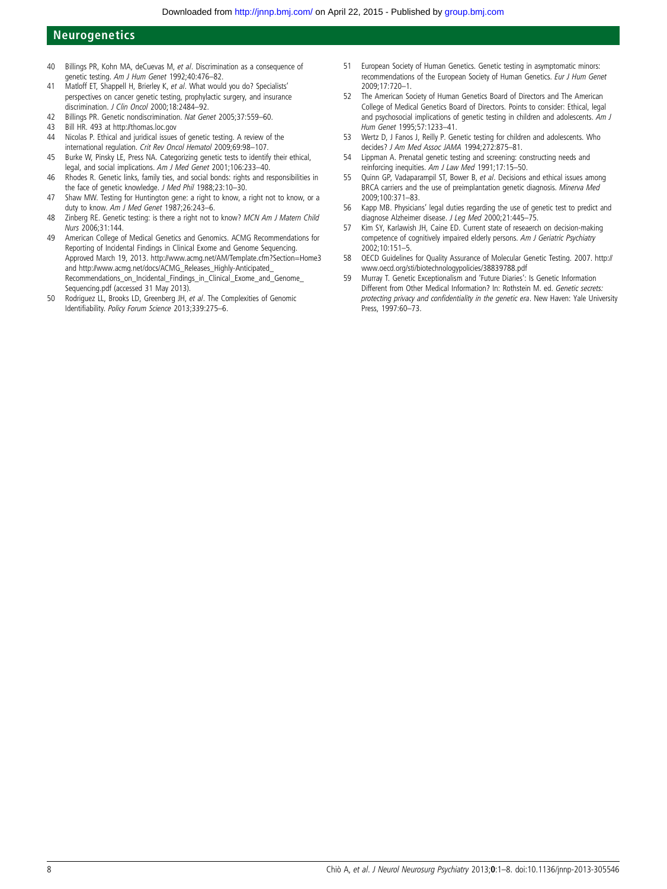40 Billings PR, Kohn MA, deCuevas M, *et al*. Discrimination as a consequence of genetic testing. *Am J Hum Genet* 1992;40:476–82.

41 Matloff ET, Shappell H, Brierley K, *et al*. What would you do? Specialists' perspectives on cancer genetic testing, prophylactic surgery, and insurance discrimination. *J Clin Oncol* 2000;18:2484–92.

42 Billings PR. Genetic nondiscrimination. *Nat Genet* 2005;37:559–60.

43 Bill HR. 493 at http://thomas.loc.gov

44 Nicolas P. Ethical and juridical issues of genetic testing. A review of the international regulation. *Crit Rev Oncol Hematol* 2009;69:98–107.

45 Burke W, Pinsky LE, Press NA. Categorizing genetic tests to identify their ethical, legal, and social implications. *Am J Med Genet* 2001;106:233–40.

46 Rhodes R. Genetic links, family ties, and social bonds: rights and responsibilities in the face of genetic knowledge. *J Med Phil* 1988;23:10–30.

47 Shaw MW. Testing for Huntington gene: a right to know, a right not to know, or a duty to know. *Am J Med Genet* 1987;26:243–6.

48 Zinberg RE. Genetic testing: is there a right not to know? *MCN Am J Matern Child Nurs* 2006;31:144.

49 American College of Medical Genetics and Genomics. ACMG Recommendations for Reporting of Incidental Findings in Clinical Exome and Genome Sequencing. Approved March 19, 2013. http://www.acmg.net/AM/Template.cfm?Section=Home3 and http://www.acmg.net/docs/ACMG_Releases_Highly-Anticipated_Recommendations_on_Incidental_Findings_in_Clinical_Exome_and_Genome_Sequencing.pdf (accessed 31 May 2013).

50 Rodriguez LL, Brooks LD, Greenberg JH, *et al*. The Complexities of Genomic Identifiability. *Policy Forum Science* 2013;339:275–6.

51 European Society of Human Genetics. Genetic testing in asymptomatic minors: recommendations of the European Society of Human Genetics. *Eur J Hum Genet* 2009;17:720–1.

52 The American Society of Human Genetics Board of Directors and The American College of Medical Genetics Board of Directors. Points to consider: Ethical, legal and psychosocial implications of genetic testing in children and adolescents. *Am J Hum Genet* 1995;57:1233–41.

53 Wertz D, J Fanos J, Reilly P. Genetic testing for children and adolescents. Who decides? *J Am Med Assoc JAMA* 1994;272:875–81.

54 Lippman A. Prenatal genetic testing and screening: constructing needs and reinforcing inequities. *Am J Law Med* 1991;17:15–50.

55 Quinn GP, Vadaparampil ST, Bower B, *et al*. Decisions and ethical issues among BRCA carriers and the use of preimplantation genetic diagnosis. *Minerva Med* 2009;100:371–83.

56 Kapp MB. Physicians' legal duties regarding the use of genetic test to predict and diagnose Alzheimer disease. *J Leg Med* 2000;21:445–75.

57 Kim SY, Karlawish JH, Caine ED. Current state of reseaerch on decision-making competence of cognitively impaired elderly persons. *Am J Geriatric Psychiatry* 2002;10:151–5.

58 OECD Guidelines for Quality Assurance of Molecular Genetic Testing. 2007. http://www.oecd.org/sti/biotechnologypolicies/38839788.pdf

59 Murray T. Genetic Exceptionalism and 'Future Diaries': Is Genetic Information Different from Other Medical Information? In: Rothstein M. ed. *Genetic secrets: protecting privacy and confidentiality in the genetic era*. New Haven: Yale University Press, 1997:60–73.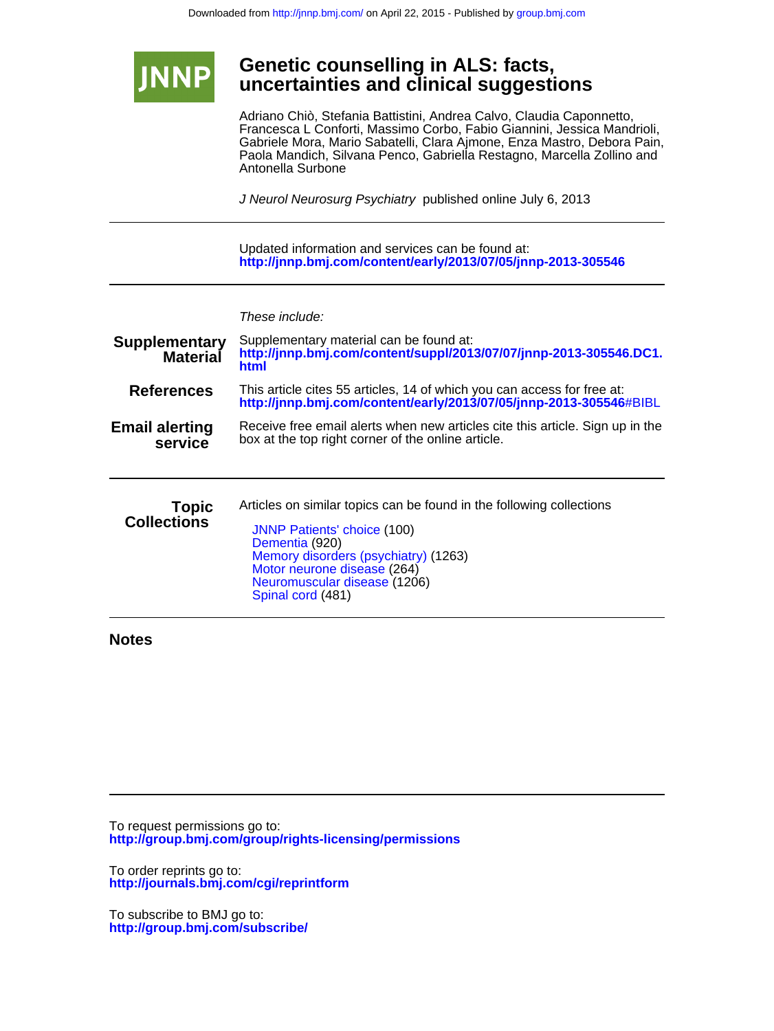Downloaded from http://jnnp.bmj.com/ on April 22, 2015 - Published by group.bmj.com

JNNP

# Genetic counselling in ALS: facts, uncertainties and clinical suggestions

Adriano Chiò, Stefania Battistini, Andrea Calvo, Claudia Caponnetto, Francesca L Conforti, Massimo Corbo, Fabio Giannini, Jessica Mandrioli, Gabriele Mora, Mario Sabatelli, Clara Ajmone, Enza Mastro, Debora Pain, Paola Mandich, Silvana Penco, Gabriella Restagno, Marcella Zollino and Antonella Surbone

*J Neurol Neurosurg Psychiatry* published online July 6, 2013

Updated information and services can be found at:
**http://jnnp.bmj.com/content/early/2013/07/05/jnnp-2013-305546**

*These include:*

**Supplementary Material**
Supplementary material can be found at:
**http://jnnp.bmj.com/content/suppl/2013/07/07/jnnp-2013-305546.DC1.html**

**References**
This article cites 55 articles, 14 of which you can access for free at:
**http://jnnp.bmj.com/content/early/2013/07/05/jnnp-2013-305546**#BIBL

**Email alerting service**
Receive free email alerts when new articles cite this article. Sign up in the box at the top right corner of the online article.

**Topic Collections**
Articles on similar topics can be found in the following collections

- JNNP Patients' choice (100)
- Dementia (920)
- Memory disorders (psychiatry) (1263)
- Motor neurone disease (264)
- Neuromuscular disease (1206)
- Spinal cord (481)

## Notes

To request permissions go to:
**http://group.bmj.com/group/rights-licensing/permissions**

To order reprints go to:
**http://journals.bmj.com/cgi/reprintform**

To subscribe to BMJ go to:
**http://group.bmj.com/subscribe/**